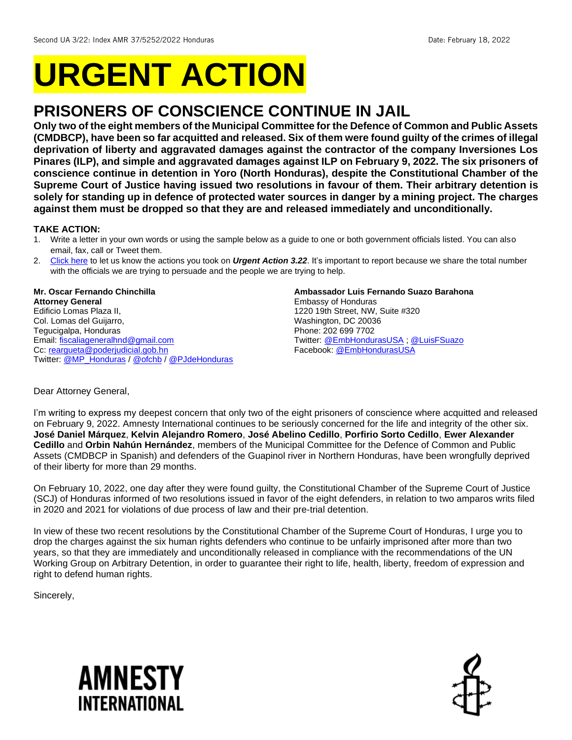Second UA 3/22: Index AMR 37/5252/2022 Honduras Date: February 18, 2022

# URGENT ACTION

## PRISONERS OF CONSCIENCE CONTINUE IN JAIL

**Only two of the eight members of the Municipal Committee for the Defence of Common and Public Assets (CMDBCP), have been so far acquitted and released. Six of them were found guilty of the crimes of illegal deprivation of liberty and aggravated damages against the contractor of the company Inversiones Los Pinares (ILP), and simple and aggravated damages against ILP on February 9, 2022. The six prisoners of conscience continue in detention in Yoro (North Honduras), despite the Constitutional Chamber of the Supreme Court of Justice having issued two resolutions in favour of them. Their arbitrary detention is solely for standing up in defence of protected water sources in danger by a mining project. The charges against them must be dropped so that they are and released immediately and unconditionally.**

**TAKE ACTION:**

1. Write a letter in your own words or using the sample below as a guide to one or both government officials listed. You can also email, fax, call or Tweet them.
2. Click here to let us know the actions you took on ***Urgent Action 3.22***. It's important to report because we share the total number with the officials we are trying to persuade and the people we are trying to help.

**Mr. Oscar Fernando Chinchilla**
**Attorney General**
Edificio Lomas Plaza II,
Col. Lomas del Guijarro,
Tegucigalpa, Honduras
Email: fiscaliageneralhnd@gmail.com
Cc: reargueta@poderjudicial.gob.hn
Twitter: @MP_Honduras / @ofchb / @PJdeHonduras

**Ambassador Luis Fernando Suazo Barahona**
Embassy of Honduras
1220 19th Street, NW, Suite #320
Washington, DC 20036
Phone: 202 699 7702
Twitter: @EmbHondurasUSA ; @LuisFSuazo
Facebook: @EmbHondurasUSA

Dear Attorney General,

I'm writing to express my deepest concern that only two of the eight prisoners of conscience where acquitted and released on February 9, 2022. Amnesty International continues to be seriously concerned for the life and integrity of the other six. **José Daniel Márquez**, **Kelvin Alejandro Romero**, **José Abelino Cedillo**, **Porfirio Sorto Cedillo**, **Ewer Alexander Cedillo** and **Orbin Nahún Hernández**, members of the Municipal Committee for the Defence of Common and Public Assets (CMDBCP in Spanish) and defenders of the Guapinol river in Northern Honduras, have been wrongfully deprived of their liberty for more than 29 months.

On February 10, 2022, one day after they were found guilty, the Constitutional Chamber of the Supreme Court of Justice (SCJ) of Honduras informed of two resolutions issued in favor of the eight defenders, in relation to two amparos writs filed in 2020 and 2021 for violations of due process of law and their pre-trial detention.

In view of these two recent resolutions by the Constitutional Chamber of the Supreme Court of Honduras, I urge you to drop the charges against the six human rights defenders who continue to be unfairly imprisoned after more than two years, so that they are immediately and unconditionally released in compliance with the recommendations of the UN Working Group on Arbitrary Detention, in order to guarantee their right to life, health, liberty, freedom of expression and right to defend human rights.

Sincerely,

AMNESTY INTERNATIONAL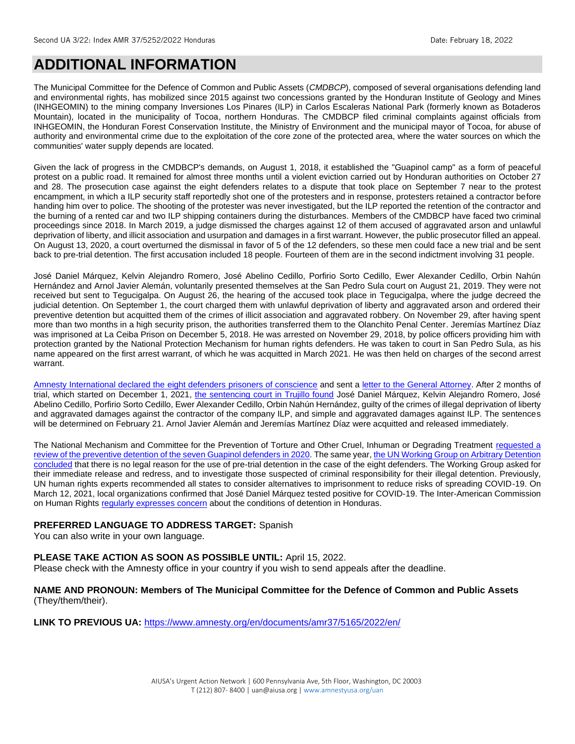# ADDITIONAL INFORMATION

The Municipal Committee for the Defence of Common and Public Assets (*CMDBCP*), composed of several organisations defending land and environmental rights, has mobilized since 2015 against two concessions granted by the Honduran Institute of Geology and Mines (INHGEOMIN) to the mining company Inversiones Los Pinares (ILP) in Carlos Escaleras National Park (formerly known as Botaderos Mountain), located in the municipality of Tocoa, northern Honduras. The CMDBCP filed criminal complaints against officials from INHGEOMIN, the Honduran Forest Conservation Institute, the Ministry of Environment and the municipal mayor of Tocoa, for abuse of authority and environmental crime due to the exploitation of the core zone of the protected area, where the water sources on which the communities' water supply depends are located.

Given the lack of progress in the CMDBCP's demands, on August 1, 2018, it established the "Guapinol camp" as a form of peaceful protest on a public road. It remained for almost three months until a violent eviction carried out by Honduran authorities on October 27 and 28. The prosecution case against the eight defenders relates to a dispute that took place on September 7 near to the protest encampment, in which a ILP security staff reportedly shot one of the protesters and in response, protesters retained a contractor before handing him over to police. The shooting of the protester was never investigated, but the ILP reported the retention of the contractor and the burning of a rented car and two ILP shipping containers during the disturbances. Members of the CMDBCP have faced two criminal proceedings since 2018. In March 2019, a judge dismissed the charges against 12 of them accused of aggravated arson and unlawful deprivation of liberty, and illicit association and usurpation and damages in a first warrant. However, the public prosecutor filled an appeal. On August 13, 2020, a court overturned the dismissal in favor of 5 of the 12 defenders, so these men could face a new trial and be sent back to pre-trial detention. The first accusation included 18 people. Fourteen of them are in the second indictment involving 31 people.

José Daniel Márquez, Kelvin Alejandro Romero, José Abelino Cedillo, Porfirio Sorto Cedillo, Ewer Alexander Cedillo, Orbin Nahún Hernández and Arnol Javier Alemán, voluntarily presented themselves at the San Pedro Sula court on August 21, 2019. They were not received but sent to Tegucigalpa. On August 26, the hearing of the accused took place in Tegucigalpa, where the judge decreed the judicial detention. On September 1, the court charged them with unlawful deprivation of liberty and aggravated arson and ordered their preventive detention but acquitted them of the crimes of illicit association and aggravated robbery. On November 29, after having spent more than two months in a high security prison, the authorities transferred them to the Olanchito Penal Center. Jeremías Martínez Díaz was imprisoned at La Ceiba Prison on December 5, 2018. He was arrested on November 29, 2018, by police officers providing him with protection granted by the National Protection Mechanism for human rights defenders. He was taken to court in San Pedro Sula, as his name appeared on the first arrest warrant, of which he was acquitted in March 2021. He was then held on charges of the second arrest warrant.

Amnesty International declared the eight defenders prisoners of conscience and sent a letter to the General Attorney. After 2 months of trial, which started on December 1, 2021, the sentencing court in Trujillo found José Daniel Márquez, Kelvin Alejandro Romero, José Abelino Cedillo, Porfirio Sorto Cedillo, Ewer Alexander Cedillo, Orbin Nahún Hernández, guilty of the crimes of illegal deprivation of liberty and aggravated damages against the contractor of the company ILP, and simple and aggravated damages against ILP. The sentences will be determined on February 21. Arnol Javier Alemán and Jeremías Martínez Díaz were acquitted and released immediately.

The National Mechanism and Committee for the Prevention of Torture and Other Cruel, Inhuman or Degrading Treatment requested a review of the preventive detention of the seven Guapinol defenders in 2020. The same year, the UN Working Group on Arbitrary Detention concluded that there is no legal reason for the use of pre-trial detention in the case of the eight defenders. The Working Group asked for their immediate release and redress, and to investigate those suspected of criminal responsibility for their illegal detention. Previously, UN human rights experts recommended all states to consider alternatives to imprisonment to reduce risks of spreading COVID-19. On March 12, 2021, local organizations confirmed that José Daniel Márquez tested positive for COVID-19. The Inter-American Commission on Human Rights regularly expresses concern about the conditions of detention in Honduras.

**PREFERRED LANGUAGE TO ADDRESS TARGET:** Spanish
You can also write in your own language.

**PLEASE TAKE ACTION AS SOON AS POSSIBLE UNTIL:** April 15, 2022.
Please check with the Amnesty office in your country if you wish to send appeals after the deadline.

**NAME AND PRONOUN: Members of The Municipal Committee for the Defence of Common and Public Assets** (They/them/their).

**LINK TO PREVIOUS UA:** https://www.amnesty.org/en/documents/amr37/5165/2022/en/